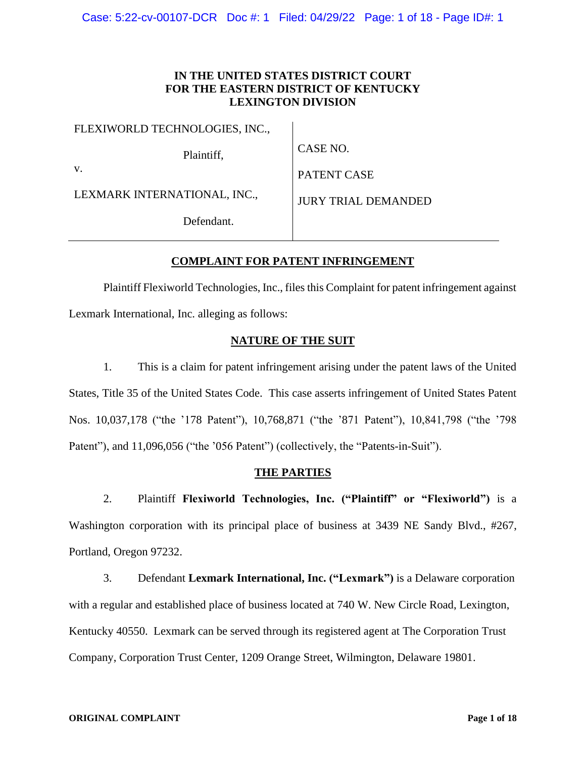**IN THE UNITED STATES DISTRICT COURT**
**FOR THE EASTERN DISTRICT OF KENTUCKY**
**LEXINGTON DIVISION**

| | |
|---|---|
| FLEXIWORLD TECHNOLOGIES, INC., | CASE NO. |
| Plaintiff, | PATENT CASE |
| v. | JURY TRIAL DEMANDED |
| LEXMARK INTERNATIONAL, INC., | |
| Defendant. | |

## COMPLAINT FOR PATENT INFRINGEMENT

Plaintiff Flexiworld Technologies, Inc., files this Complaint for patent infringement against Lexmark International, Inc. alleging as follows:

## NATURE OF THE SUIT

1. This is a claim for patent infringement arising under the patent laws of the United States, Title 35 of the United States Code. This case asserts infringement of United States Patent Nos. 10,037,178 ("the '178 Patent"), 10,768,871 ("the '871 Patent"), 10,841,798 ("the '798 Patent"), and 11,096,056 ("the '056 Patent") (collectively, the "Patents-in-Suit").

## THE PARTIES

2. Plaintiff **Flexiworld Technologies, Inc. ("Plaintiff" or "Flexiworld")** is a Washington corporation with its principal place of business at 3439 NE Sandy Blvd., #267, Portland, Oregon 97232.

3. Defendant **Lexmark International, Inc. ("Lexmark")** is a Delaware corporation with a regular and established place of business located at 740 W. New Circle Road, Lexington, Kentucky 40550. Lexmark can be served through its registered agent at The Corporation Trust Company, Corporation Trust Center, 1209 Orange Street, Wilmington, Delaware 19801.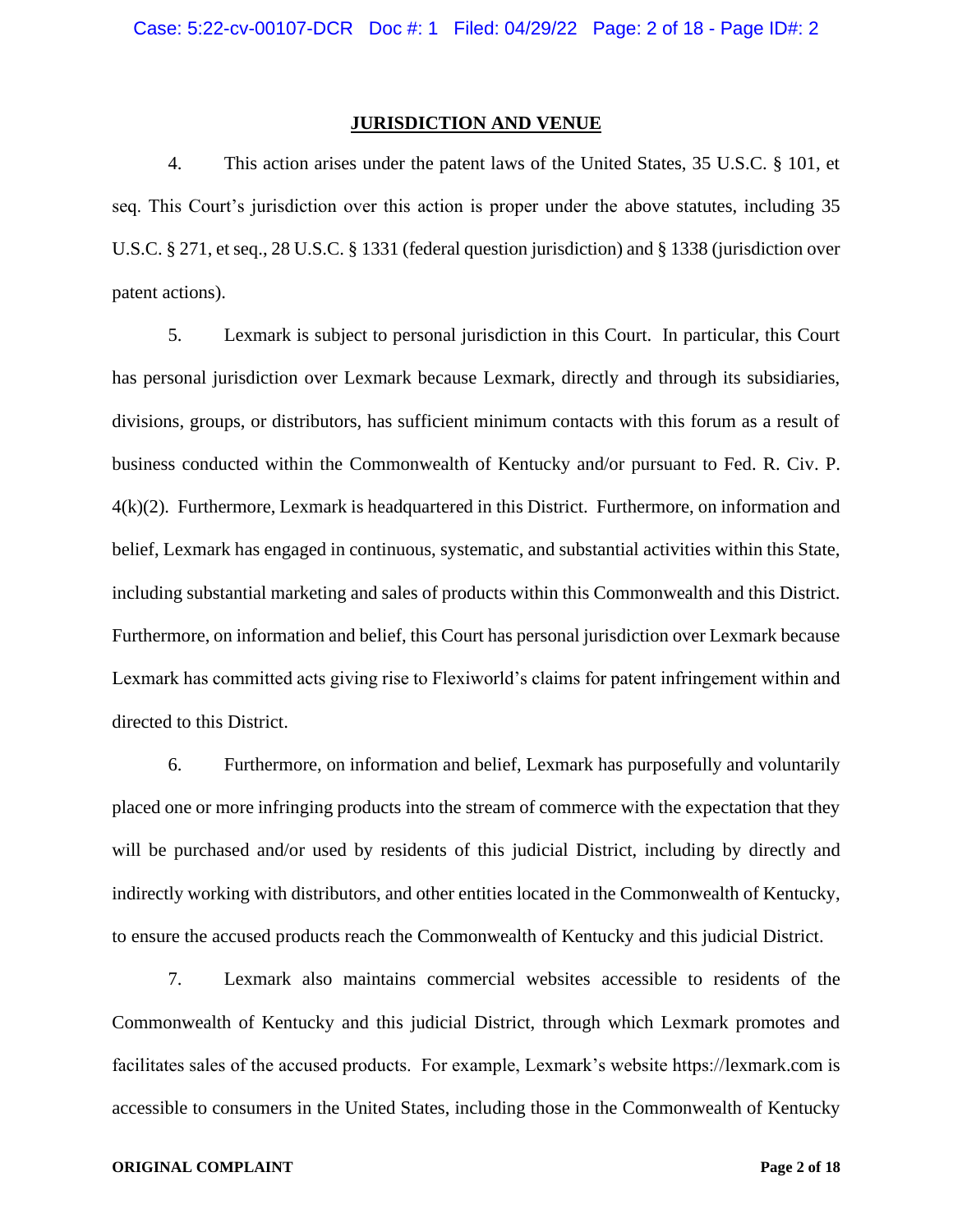## JURISDICTION AND VENUE

4. This action arises under the patent laws of the United States, 35 U.S.C. § 101, et seq. This Court's jurisdiction over this action is proper under the above statutes, including 35 U.S.C. § 271, et seq., 28 U.S.C. § 1331 (federal question jurisdiction) and § 1338 (jurisdiction over patent actions).

5. Lexmark is subject to personal jurisdiction in this Court. In particular, this Court has personal jurisdiction over Lexmark because Lexmark, directly and through its subsidiaries, divisions, groups, or distributors, has sufficient minimum contacts with this forum as a result of business conducted within the Commonwealth of Kentucky and/or pursuant to Fed. R. Civ. P. 4(k)(2). Furthermore, Lexmark is headquartered in this District. Furthermore, on information and belief, Lexmark has engaged in continuous, systematic, and substantial activities within this State, including substantial marketing and sales of products within this Commonwealth and this District. Furthermore, on information and belief, this Court has personal jurisdiction over Lexmark because Lexmark has committed acts giving rise to Flexiworld's claims for patent infringement within and directed to this District.

6. Furthermore, on information and belief, Lexmark has purposefully and voluntarily placed one or more infringing products into the stream of commerce with the expectation that they will be purchased and/or used by residents of this judicial District, including by directly and indirectly working with distributors, and other entities located in the Commonwealth of Kentucky, to ensure the accused products reach the Commonwealth of Kentucky and this judicial District.

7. Lexmark also maintains commercial websites accessible to residents of the Commonwealth of Kentucky and this judicial District, through which Lexmark promotes and facilitates sales of the accused products. For example, Lexmark's website https://lexmark.com is accessible to consumers in the United States, including those in the Commonwealth of Kentucky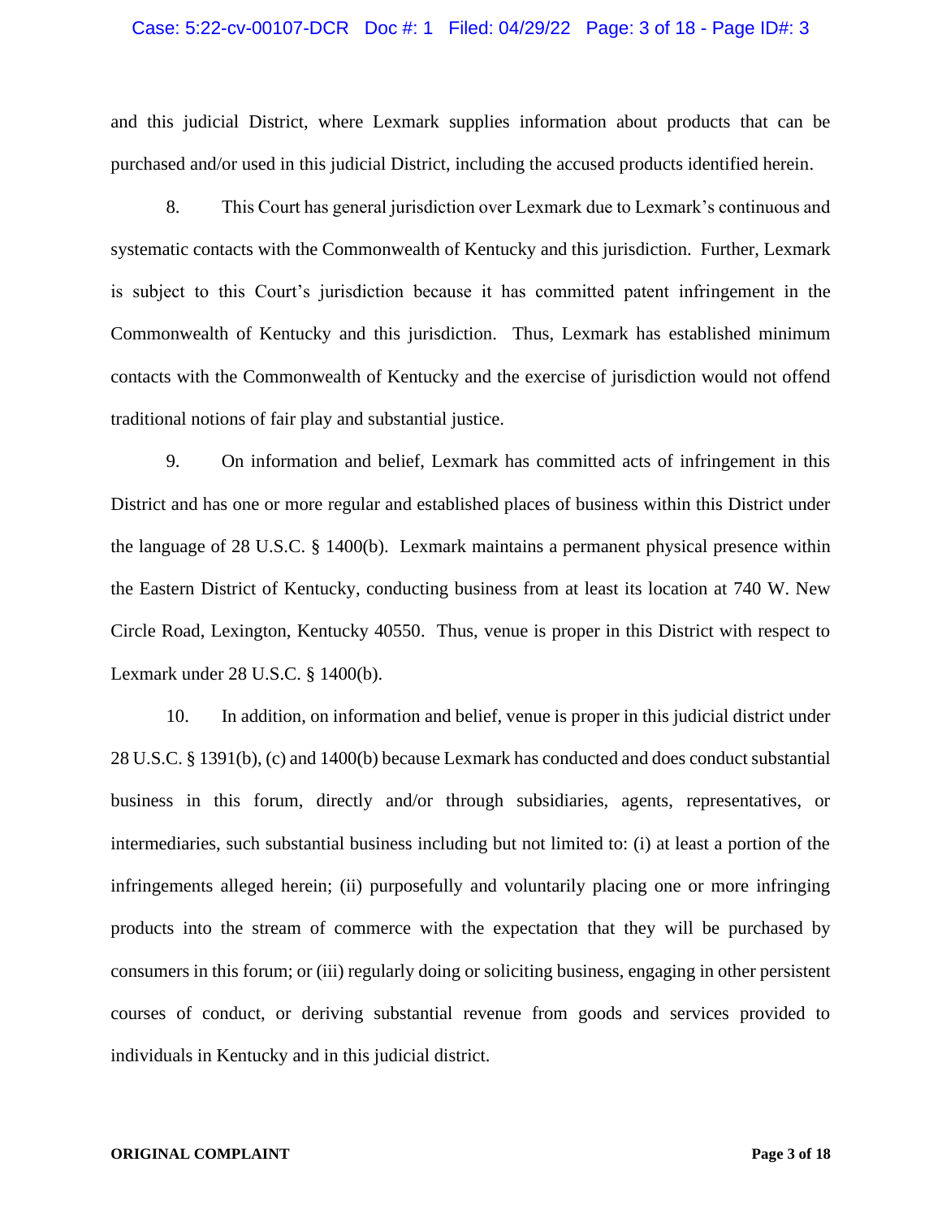and this judicial District, where Lexmark supplies information about products that can be purchased and/or used in this judicial District, including the accused products identified herein.

8. This Court has general jurisdiction over Lexmark due to Lexmark's continuous and systematic contacts with the Commonwealth of Kentucky and this jurisdiction. Further, Lexmark is subject to this Court's jurisdiction because it has committed patent infringement in the Commonwealth of Kentucky and this jurisdiction. Thus, Lexmark has established minimum contacts with the Commonwealth of Kentucky and the exercise of jurisdiction would not offend traditional notions of fair play and substantial justice.

9. On information and belief, Lexmark has committed acts of infringement in this District and has one or more regular and established places of business within this District under the language of 28 U.S.C. § 1400(b). Lexmark maintains a permanent physical presence within the Eastern District of Kentucky, conducting business from at least its location at 740 W. New Circle Road, Lexington, Kentucky 40550. Thus, venue is proper in this District with respect to Lexmark under 28 U.S.C. § 1400(b).

10. In addition, on information and belief, venue is proper in this judicial district under 28 U.S.C. § 1391(b), (c) and 1400(b) because Lexmark has conducted and does conduct substantial business in this forum, directly and/or through subsidiaries, agents, representatives, or intermediaries, such substantial business including but not limited to: (i) at least a portion of the infringements alleged herein; (ii) purposefully and voluntarily placing one or more infringing products into the stream of commerce with the expectation that they will be purchased by consumers in this forum; or (iii) regularly doing or soliciting business, engaging in other persistent courses of conduct, or deriving substantial revenue from goods and services provided to individuals in Kentucky and in this judicial district.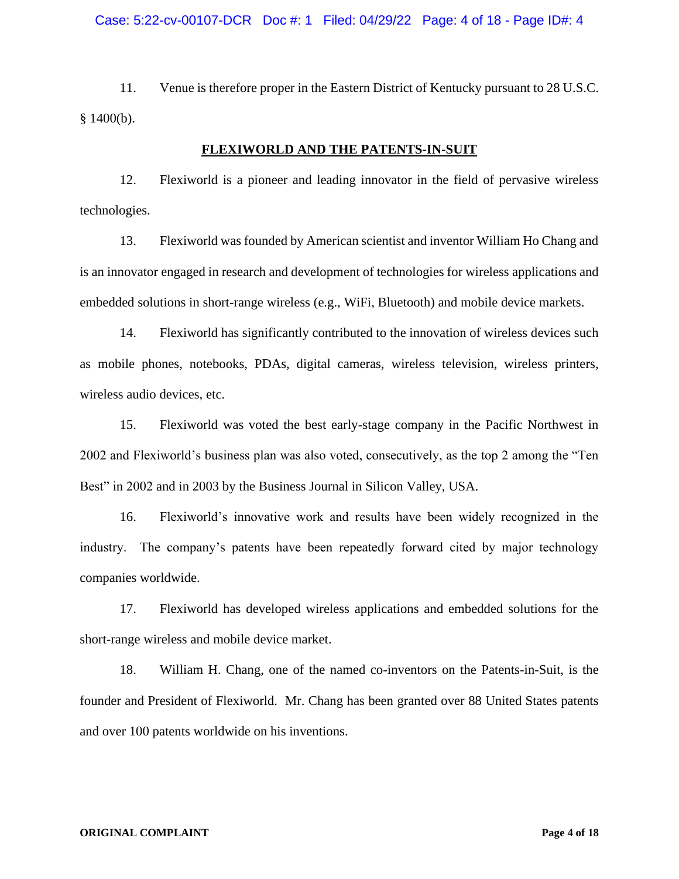11. Venue is therefore proper in the Eastern District of Kentucky pursuant to 28 U.S.C. § 1400(b).

## FLEXIWORLD AND THE PATENTS-IN-SUIT

12. Flexiworld is a pioneer and leading innovator in the field of pervasive wireless technologies.

13. Flexiworld was founded by American scientist and inventor William Ho Chang and is an innovator engaged in research and development of technologies for wireless applications and embedded solutions in short-range wireless (e.g., WiFi, Bluetooth) and mobile device markets.

14. Flexiworld has significantly contributed to the innovation of wireless devices such as mobile phones, notebooks, PDAs, digital cameras, wireless television, wireless printers, wireless audio devices, etc.

15. Flexiworld was voted the best early-stage company in the Pacific Northwest in 2002 and Flexiworld's business plan was also voted, consecutively, as the top 2 among the "Ten Best" in 2002 and in 2003 by the Business Journal in Silicon Valley, USA.

16. Flexiworld's innovative work and results have been widely recognized in the industry. The company's patents have been repeatedly forward cited by major technology companies worldwide.

17. Flexiworld has developed wireless applications and embedded solutions for the short-range wireless and mobile device market.

18. William H. Chang, one of the named co-inventors on the Patents-in-Suit, is the founder and President of Flexiworld. Mr. Chang has been granted over 88 United States patents and over 100 patents worldwide on his inventions.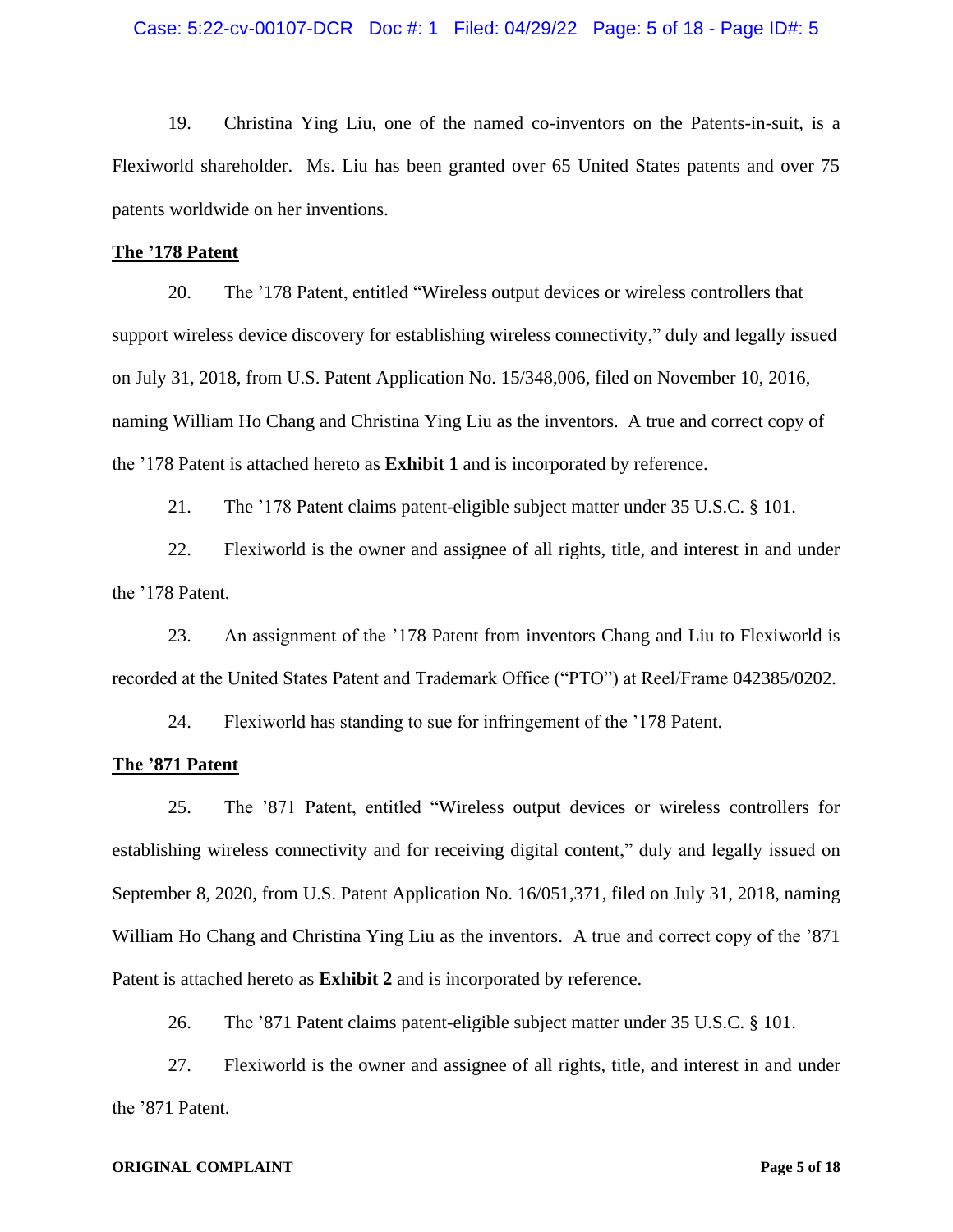19. Christina Ying Liu, one of the named co-inventors on the Patents-in-suit, is a Flexiworld shareholder. Ms. Liu has been granted over 65 United States patents and over 75 patents worldwide on her inventions.

**The ’178 Patent**

20. The ’178 Patent, entitled “Wireless output devices or wireless controllers that support wireless device discovery for establishing wireless connectivity,” duly and legally issued on July 31, 2018, from U.S. Patent Application No. 15/348,006, filed on November 10, 2016, naming William Ho Chang and Christina Ying Liu as the inventors. A true and correct copy of the ’178 Patent is attached hereto as **Exhibit 1** and is incorporated by reference.

21. The ’178 Patent claims patent-eligible subject matter under 35 U.S.C. § 101.

22. Flexiworld is the owner and assignee of all rights, title, and interest in and under the ’178 Patent.

23. An assignment of the ’178 Patent from inventors Chang and Liu to Flexiworld is recorded at the United States Patent and Trademark Office (“PTO”) at Reel/Frame 042385/0202.

24. Flexiworld has standing to sue for infringement of the ’178 Patent.

**The ’871 Patent**

25. The ’871 Patent, entitled “Wireless output devices or wireless controllers for establishing wireless connectivity and for receiving digital content,” duly and legally issued on September 8, 2020, from U.S. Patent Application No. 16/051,371, filed on July 31, 2018, naming William Ho Chang and Christina Ying Liu as the inventors. A true and correct copy of the ’871 Patent is attached hereto as **Exhibit 2** and is incorporated by reference.

26. The ’871 Patent claims patent-eligible subject matter under 35 U.S.C. § 101.

27. Flexiworld is the owner and assignee of all rights, title, and interest in and under the ’871 Patent.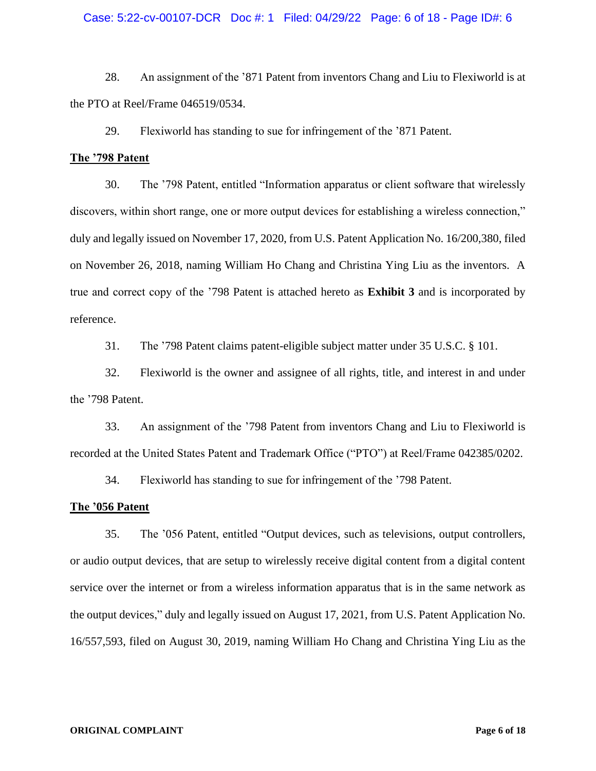28. An assignment of the ’871 Patent from inventors Chang and Liu to Flexiworld is at the PTO at Reel/Frame 046519/0534.

29. Flexiworld has standing to sue for infringement of the ’871 Patent.

**The ’798 Patent**

30. The ’798 Patent, entitled “Information apparatus or client software that wirelessly discovers, within short range, one or more output devices for establishing a wireless connection,” duly and legally issued on November 17, 2020, from U.S. Patent Application No. 16/200,380, filed on November 26, 2018, naming William Ho Chang and Christina Ying Liu as the inventors. A true and correct copy of the ’798 Patent is attached hereto as **Exhibit 3** and is incorporated by reference.

31. The ’798 Patent claims patent-eligible subject matter under 35 U.S.C. § 101.

32. Flexiworld is the owner and assignee of all rights, title, and interest in and under the ’798 Patent.

33. An assignment of the ’798 Patent from inventors Chang and Liu to Flexiworld is recorded at the United States Patent and Trademark Office (“PTO”) at Reel/Frame 042385/0202.

34. Flexiworld has standing to sue for infringement of the ’798 Patent.

**The ’056 Patent**

35. The ’056 Patent, entitled “Output devices, such as televisions, output controllers, or audio output devices, that are setup to wirelessly receive digital content from a digital content service over the internet or from a wireless information apparatus that is in the same network as the output devices,” duly and legally issued on August 17, 2021, from U.S. Patent Application No. 16/557,593, filed on August 30, 2019, naming William Ho Chang and Christina Ying Liu as the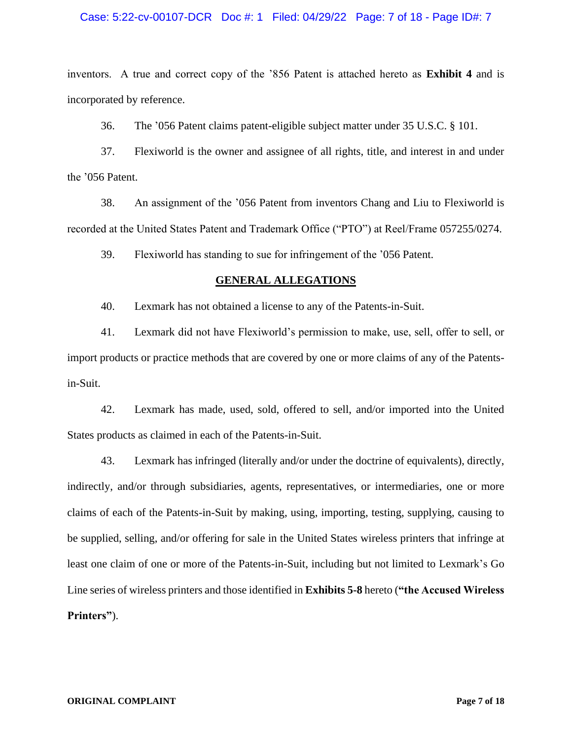inventors. A true and correct copy of the '856 Patent is attached hereto as **Exhibit 4** and is incorporated by reference.

36. The '056 Patent claims patent-eligible subject matter under 35 U.S.C. § 101.

37. Flexiworld is the owner and assignee of all rights, title, and interest in and under the '056 Patent.

38. An assignment of the '056 Patent from inventors Chang and Liu to Flexiworld is recorded at the United States Patent and Trademark Office ("PTO") at Reel/Frame 057255/0274.

39. Flexiworld has standing to sue for infringement of the '056 Patent.

## GENERAL ALLEGATIONS

40. Lexmark has not obtained a license to any of the Patents-in-Suit.

41. Lexmark did not have Flexiworld's permission to make, use, sell, offer to sell, or import products or practice methods that are covered by one or more claims of any of the Patents-in-Suit.

42. Lexmark has made, used, sold, offered to sell, and/or imported into the United States products as claimed in each of the Patents-in-Suit.

43. Lexmark has infringed (literally and/or under the doctrine of equivalents), directly, indirectly, and/or through subsidiaries, agents, representatives, or intermediaries, one or more claims of each of the Patents-in-Suit by making, using, importing, testing, supplying, causing to be supplied, selling, and/or offering for sale in the United States wireless printers that infringe at least one claim of one or more of the Patents-in-Suit, including but not limited to Lexmark's Go Line series of wireless printers and those identified in **Exhibits 5-8** hereto (**"the Accused Wireless Printers"**).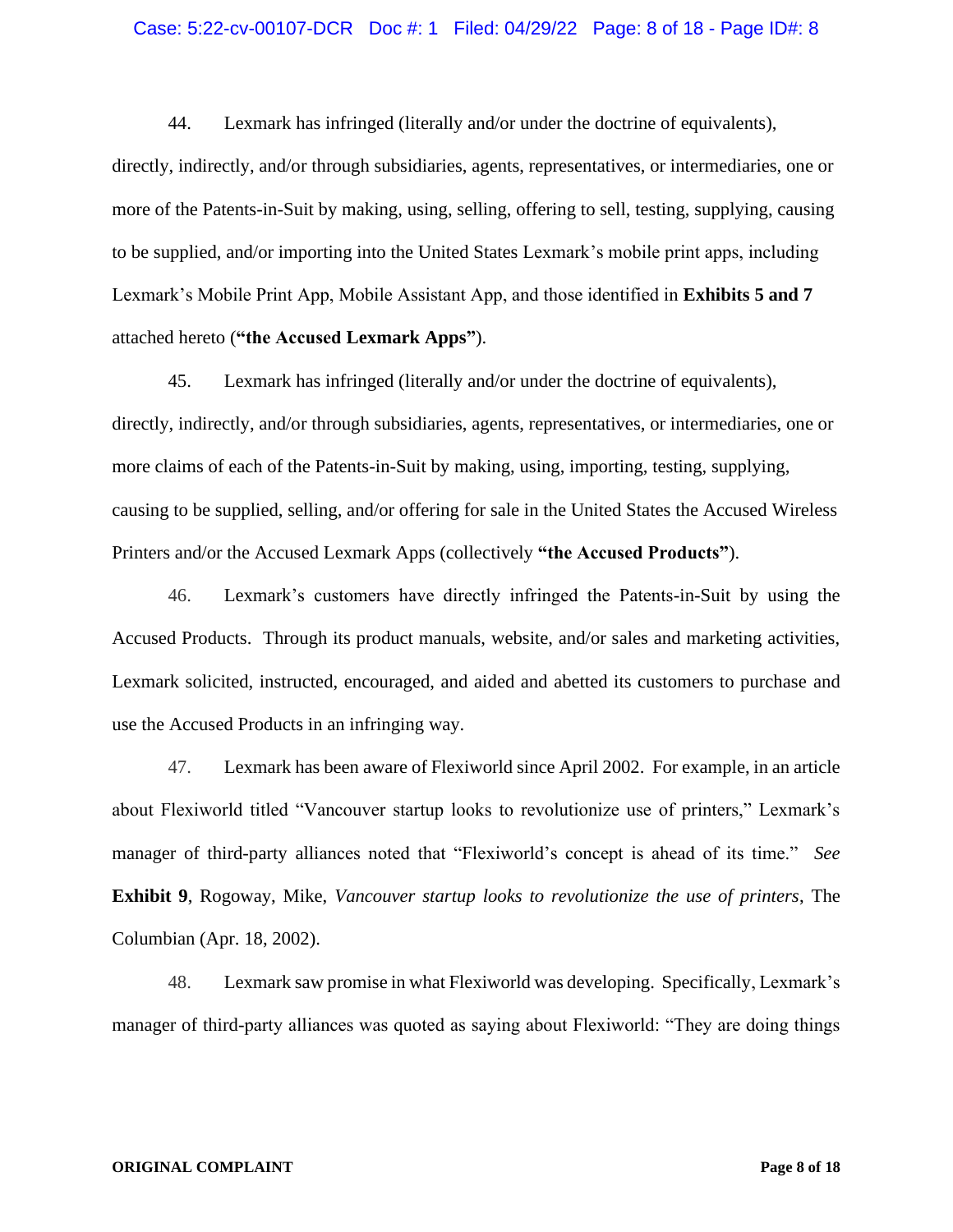44. Lexmark has infringed (literally and/or under the doctrine of equivalents), directly, indirectly, and/or through subsidiaries, agents, representatives, or intermediaries, one or more of the Patents-in-Suit by making, using, selling, offering to sell, testing, supplying, causing to be supplied, and/or importing into the United States Lexmark's mobile print apps, including Lexmark's Mobile Print App, Mobile Assistant App, and those identified in **Exhibits 5 and 7** attached hereto (**"the Accused Lexmark Apps"**).

45. Lexmark has infringed (literally and/or under the doctrine of equivalents), directly, indirectly, and/or through subsidiaries, agents, representatives, or intermediaries, one or more claims of each of the Patents-in-Suit by making, using, importing, testing, supplying, causing to be supplied, selling, and/or offering for sale in the United States the Accused Wireless Printers and/or the Accused Lexmark Apps (collectively **"the Accused Products"**).

46. Lexmark's customers have directly infringed the Patents-in-Suit by using the Accused Products. Through its product manuals, website, and/or sales and marketing activities, Lexmark solicited, instructed, encouraged, and aided and abetted its customers to purchase and use the Accused Products in an infringing way.

47. Lexmark has been aware of Flexiworld since April 2002. For example, in an article about Flexiworld titled "Vancouver startup looks to revolutionize use of printers," Lexmark's manager of third-party alliances noted that "Flexiworld's concept is ahead of its time." *See* **Exhibit 9**, Rogoway, Mike, *Vancouver startup looks to revolutionize the use of printers*, The Columbian (Apr. 18, 2002).

48. Lexmark saw promise in what Flexiworld was developing. Specifically, Lexmark's manager of third-party alliances was quoted as saying about Flexiworld: "They are doing things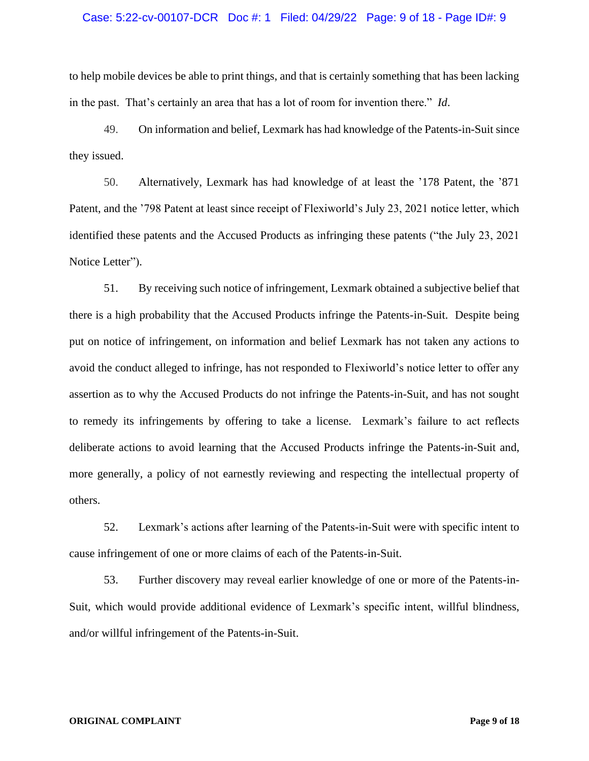to help mobile devices be able to print things, and that is certainly something that has been lacking in the past. That's certainly an area that has a lot of room for invention there." *Id*.

49. On information and belief, Lexmark has had knowledge of the Patents-in-Suit since they issued.

50. Alternatively, Lexmark has had knowledge of at least the '178 Patent, the '871 Patent, and the '798 Patent at least since receipt of Flexiworld's July 23, 2021 notice letter, which identified these patents and the Accused Products as infringing these patents ("the July 23, 2021 Notice Letter").

51. By receiving such notice of infringement, Lexmark obtained a subjective belief that there is a high probability that the Accused Products infringe the Patents-in-Suit. Despite being put on notice of infringement, on information and belief Lexmark has not taken any actions to avoid the conduct alleged to infringe, has not responded to Flexiworld's notice letter to offer any assertion as to why the Accused Products do not infringe the Patents-in-Suit, and has not sought to remedy its infringements by offering to take a license. Lexmark's failure to act reflects deliberate actions to avoid learning that the Accused Products infringe the Patents-in-Suit and, more generally, a policy of not earnestly reviewing and respecting the intellectual property of others.

52. Lexmark's actions after learning of the Patents-in-Suit were with specific intent to cause infringement of one or more claims of each of the Patents-in-Suit.

53. Further discovery may reveal earlier knowledge of one or more of the Patents-in-Suit, which would provide additional evidence of Lexmark's specific intent, willful blindness, and/or willful infringement of the Patents-in-Suit.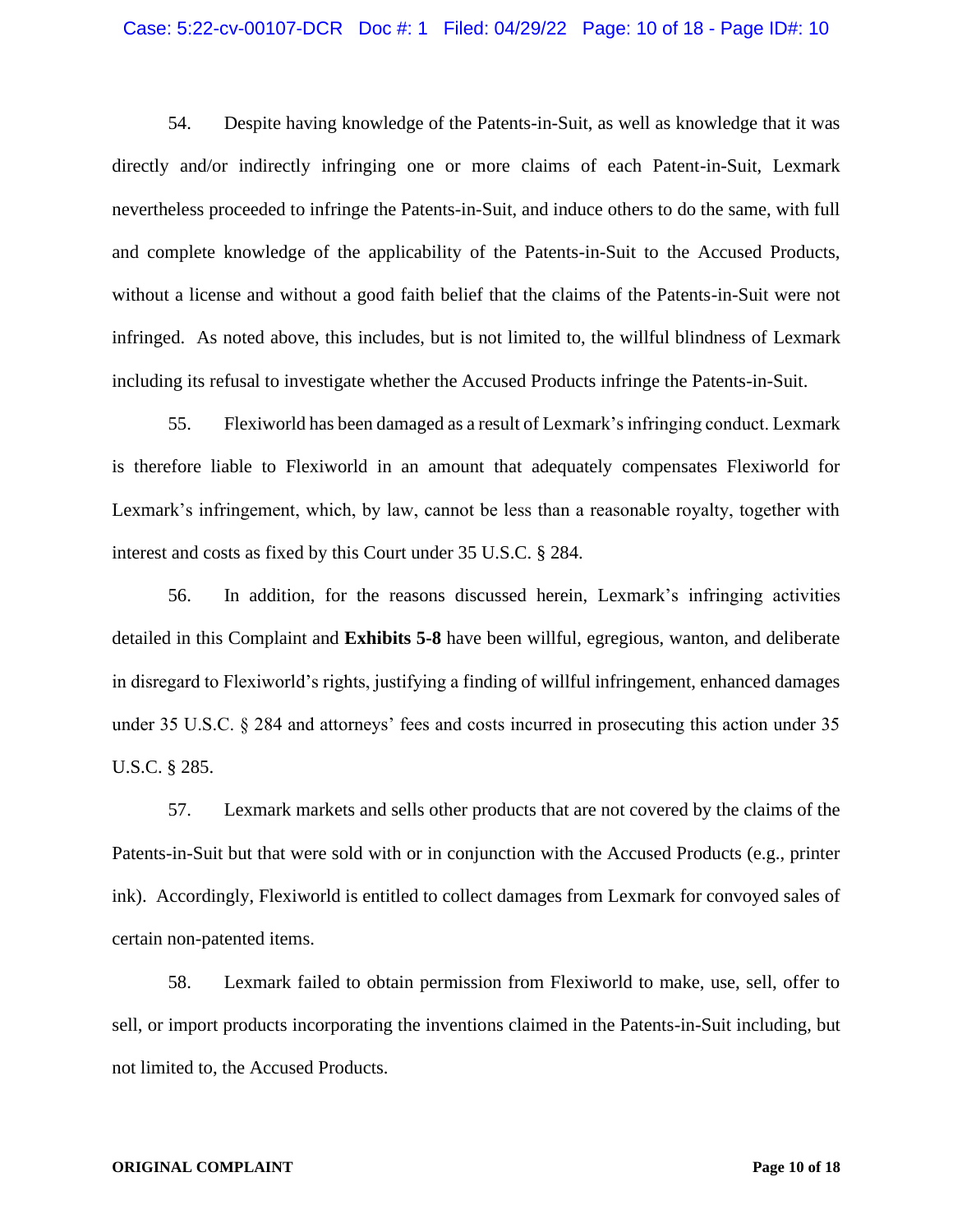54. Despite having knowledge of the Patents-in-Suit, as well as knowledge that it was directly and/or indirectly infringing one or more claims of each Patent-in-Suit, Lexmark nevertheless proceeded to infringe the Patents-in-Suit, and induce others to do the same, with full and complete knowledge of the applicability of the Patents-in-Suit to the Accused Products, without a license and without a good faith belief that the claims of the Patents-in-Suit were not infringed. As noted above, this includes, but is not limited to, the willful blindness of Lexmark including its refusal to investigate whether the Accused Products infringe the Patents-in-Suit.

55. Flexiworld has been damaged as a result of Lexmark's infringing conduct. Lexmark is therefore liable to Flexiworld in an amount that adequately compensates Flexiworld for Lexmark's infringement, which, by law, cannot be less than a reasonable royalty, together with interest and costs as fixed by this Court under 35 U.S.C. § 284.

56. In addition, for the reasons discussed herein, Lexmark's infringing activities detailed in this Complaint and **Exhibits 5-8** have been willful, egregious, wanton, and deliberate in disregard to Flexiworld's rights, justifying a finding of willful infringement, enhanced damages under 35 U.S.C. § 284 and attorneys' fees and costs incurred in prosecuting this action under 35 U.S.C. § 285.

57. Lexmark markets and sells other products that are not covered by the claims of the Patents-in-Suit but that were sold with or in conjunction with the Accused Products (e.g., printer ink). Accordingly, Flexiworld is entitled to collect damages from Lexmark for convoyed sales of certain non-patented items.

58. Lexmark failed to obtain permission from Flexiworld to make, use, sell, offer to sell, or import products incorporating the inventions claimed in the Patents-in-Suit including, but not limited to, the Accused Products.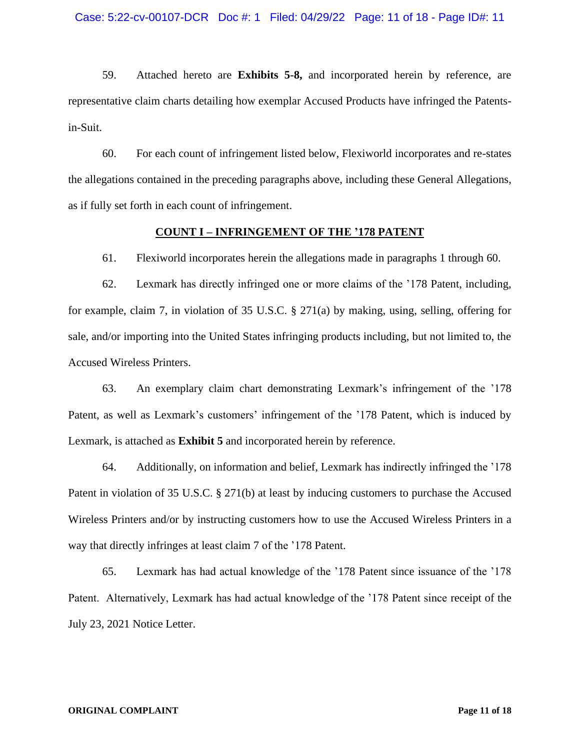59. Attached hereto are **Exhibits 5-8,** and incorporated herein by reference, are representative claim charts detailing how exemplar Accused Products have infringed the Patents-in-Suit.

60. For each count of infringement listed below, Flexiworld incorporates and re-states the allegations contained in the preceding paragraphs above, including these General Allegations, as if fully set forth in each count of infringement.

## COUNT I – INFRINGEMENT OF THE ’178 PATENT

61. Flexiworld incorporates herein the allegations made in paragraphs 1 through 60.

62. Lexmark has directly infringed one or more claims of the ’178 Patent, including, for example, claim 7, in violation of 35 U.S.C. § 271(a) by making, using, selling, offering for sale, and/or importing into the United States infringing products including, but not limited to, the Accused Wireless Printers.

63. An exemplary claim chart demonstrating Lexmark’s infringement of the ’178 Patent, as well as Lexmark’s customers’ infringement of the ’178 Patent, which is induced by Lexmark, is attached as **Exhibit 5** and incorporated herein by reference.

64. Additionally, on information and belief, Lexmark has indirectly infringed the ’178 Patent in violation of 35 U.S.C. § 271(b) at least by inducing customers to purchase the Accused Wireless Printers and/or by instructing customers how to use the Accused Wireless Printers in a way that directly infringes at least claim 7 of the ’178 Patent.

65. Lexmark has had actual knowledge of the ’178 Patent since issuance of the ’178 Patent. Alternatively, Lexmark has had actual knowledge of the ’178 Patent since receipt of the July 23, 2021 Notice Letter.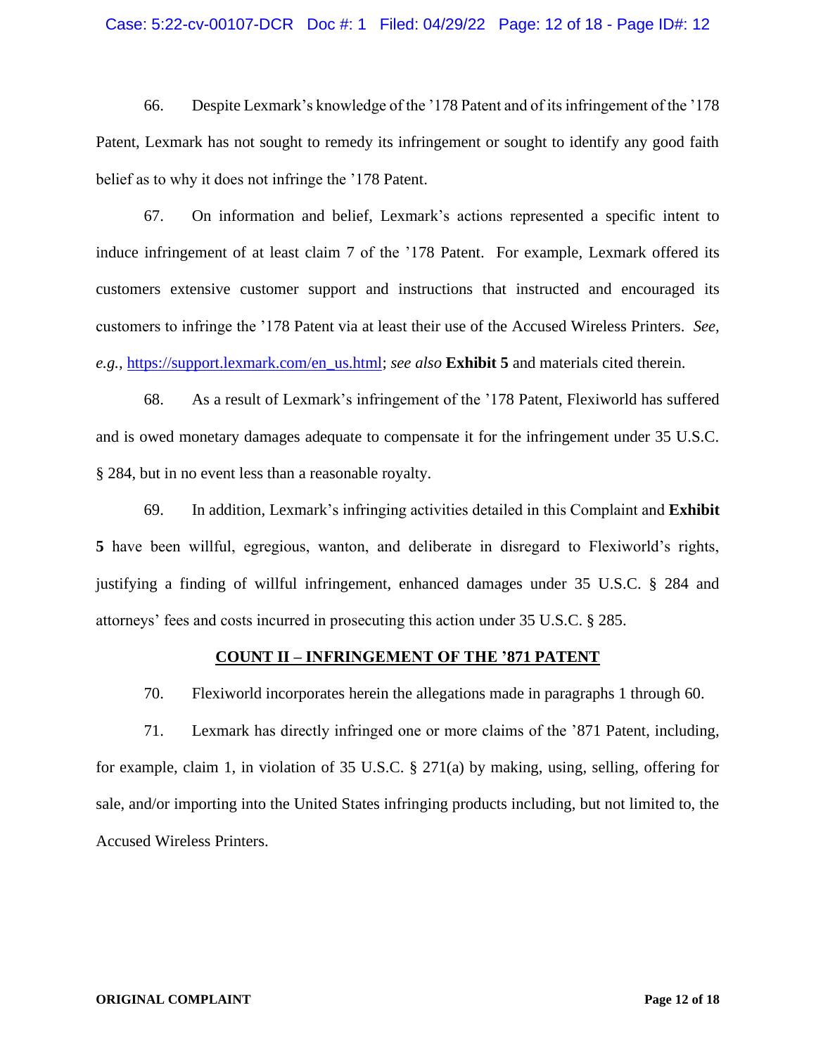66. Despite Lexmark's knowledge of the '178 Patent and of its infringement of the '178 Patent, Lexmark has not sought to remedy its infringement or sought to identify any good faith belief as to why it does not infringe the '178 Patent.

67. On information and belief, Lexmark's actions represented a specific intent to induce infringement of at least claim 7 of the '178 Patent. For example, Lexmark offered its customers extensive customer support and instructions that instructed and encouraged its customers to infringe the '178 Patent via at least their use of the Accused Wireless Printers. *See, e.g.*, [https://support.lexmark.com/en_us.html](https://support.lexmark.com/en_us.html); *see also* **Exhibit 5** and materials cited therein.

68. As a result of Lexmark's infringement of the '178 Patent, Flexiworld has suffered and is owed monetary damages adequate to compensate it for the infringement under 35 U.S.C. § 284, but in no event less than a reasonable royalty.

69. In addition, Lexmark's infringing activities detailed in this Complaint and **Exhibit 5** have been willful, egregious, wanton, and deliberate in disregard to Flexiworld's rights, justifying a finding of willful infringement, enhanced damages under 35 U.S.C. § 284 and attorneys' fees and costs incurred in prosecuting this action under 35 U.S.C. § 285.

## COUNT II – INFRINGEMENT OF THE '871 PATENT

70. Flexiworld incorporates herein the allegations made in paragraphs 1 through 60.

71. Lexmark has directly infringed one or more claims of the '871 Patent, including, for example, claim 1, in violation of 35 U.S.C. § 271(a) by making, using, selling, offering for sale, and/or importing into the United States infringing products including, but not limited to, the Accused Wireless Printers.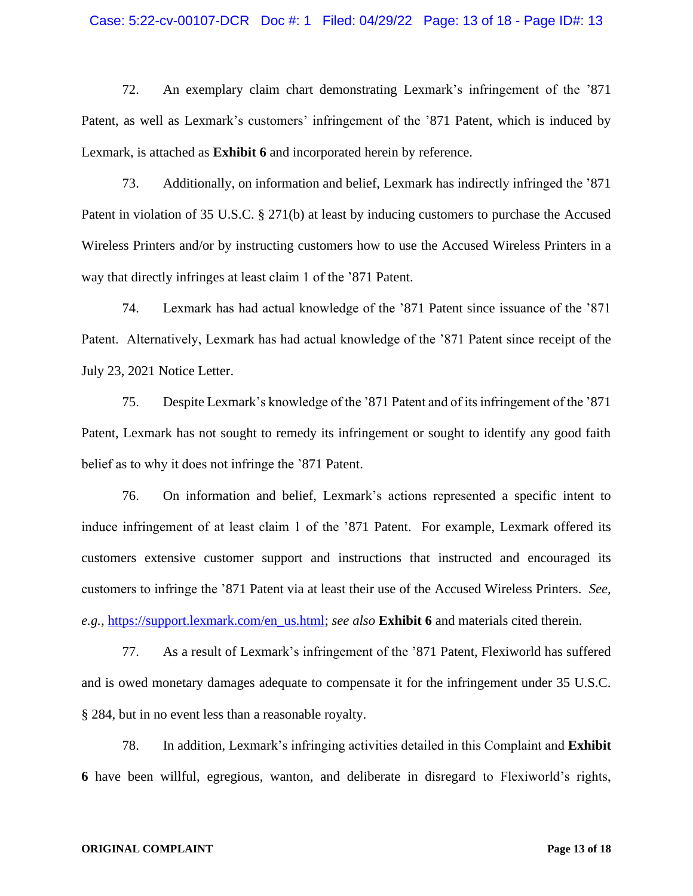72. An exemplary claim chart demonstrating Lexmark's infringement of the '871 Patent, as well as Lexmark's customers' infringement of the '871 Patent, which is induced by Lexmark, is attached as **Exhibit 6** and incorporated herein by reference.

73. Additionally, on information and belief, Lexmark has indirectly infringed the '871 Patent in violation of 35 U.S.C. § 271(b) at least by inducing customers to purchase the Accused Wireless Printers and/or by instructing customers how to use the Accused Wireless Printers in a way that directly infringes at least claim 1 of the '871 Patent.

74. Lexmark has had actual knowledge of the '871 Patent since issuance of the '871 Patent. Alternatively, Lexmark has had actual knowledge of the '871 Patent since receipt of the July 23, 2021 Notice Letter.

75. Despite Lexmark's knowledge of the '871 Patent and of its infringement of the '871 Patent, Lexmark has not sought to remedy its infringement or sought to identify any good faith belief as to why it does not infringe the '871 Patent.

76. On information and belief, Lexmark's actions represented a specific intent to induce infringement of at least claim 1 of the '871 Patent. For example, Lexmark offered its customers extensive customer support and instructions that instructed and encouraged its customers to infringe the '871 Patent via at least their use of the Accused Wireless Printers. *See, e.g.,* https://support.lexmark.com/en_us.html; *see also* **Exhibit 6** and materials cited therein.

77. As a result of Lexmark's infringement of the '871 Patent, Flexiworld has suffered and is owed monetary damages adequate to compensate it for the infringement under 35 U.S.C. § 284, but in no event less than a reasonable royalty.

78. In addition, Lexmark's infringing activities detailed in this Complaint and **Exhibit 6** have been willful, egregious, wanton, and deliberate in disregard to Flexiworld's rights,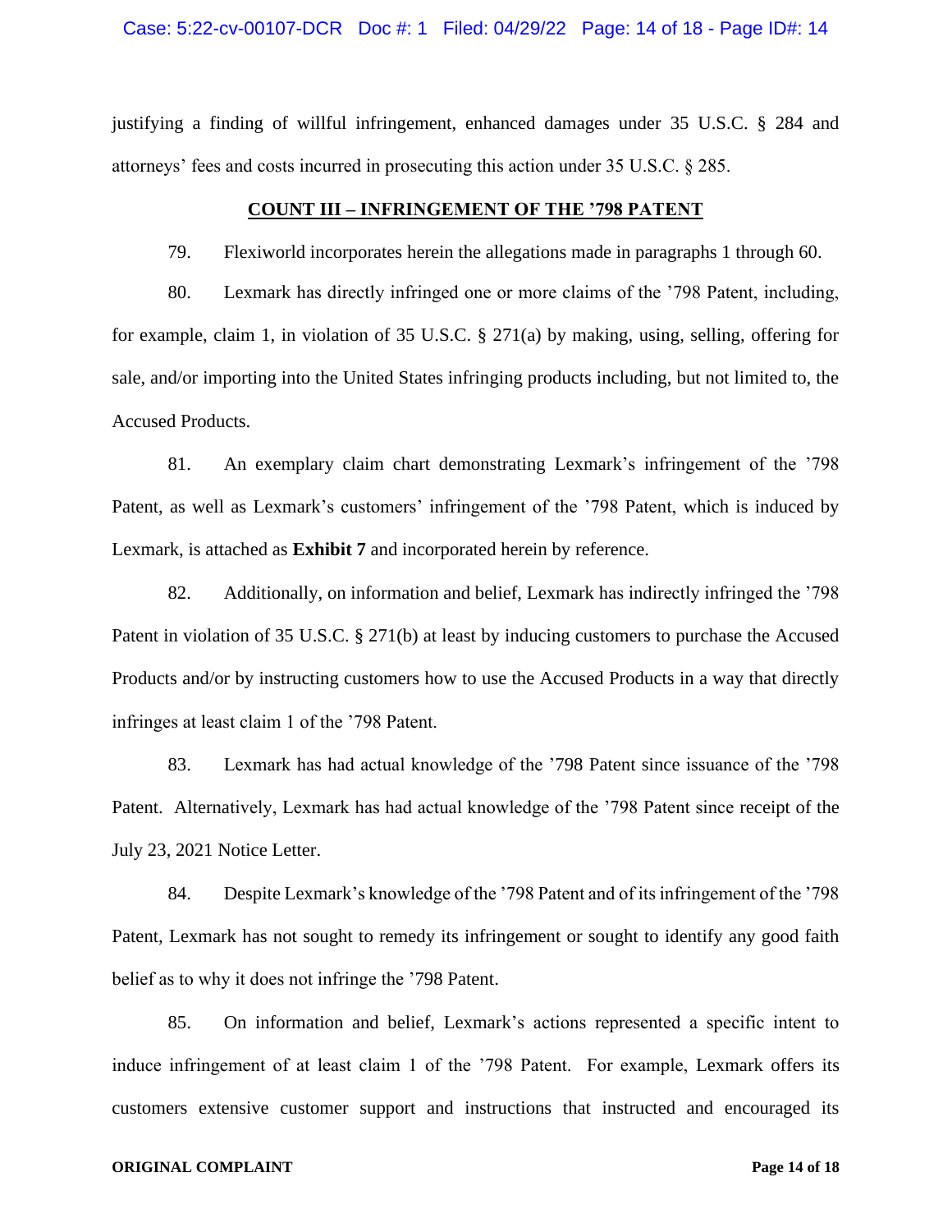justifying a finding of willful infringement, enhanced damages under 35 U.S.C. § 284 and attorneys' fees and costs incurred in prosecuting this action under 35 U.S.C. § 285.

## **COUNT III – INFRINGEMENT OF THE '798 PATENT**

79. Flexiworld incorporates herein the allegations made in paragraphs 1 through 60.

80. Lexmark has directly infringed one or more claims of the '798 Patent, including, for example, claim 1, in violation of 35 U.S.C. § 271(a) by making, using, selling, offering for sale, and/or importing into the United States infringing products including, but not limited to, the Accused Products.

81. An exemplary claim chart demonstrating Lexmark's infringement of the '798 Patent, as well as Lexmark's customers' infringement of the '798 Patent, which is induced by Lexmark, is attached as **Exhibit 7** and incorporated herein by reference.

82. Additionally, on information and belief, Lexmark has indirectly infringed the '798 Patent in violation of 35 U.S.C. § 271(b) at least by inducing customers to purchase the Accused Products and/or by instructing customers how to use the Accused Products in a way that directly infringes at least claim 1 of the '798 Patent.

83. Lexmark has had actual knowledge of the '798 Patent since issuance of the '798 Patent. Alternatively, Lexmark has had actual knowledge of the '798 Patent since receipt of the July 23, 2021 Notice Letter.

84. Despite Lexmark's knowledge of the '798 Patent and of its infringement of the '798 Patent, Lexmark has not sought to remedy its infringement or sought to identify any good faith belief as to why it does not infringe the '798 Patent.

85. On information and belief, Lexmark's actions represented a specific intent to induce infringement of at least claim 1 of the '798 Patent. For example, Lexmark offers its customers extensive customer support and instructions that instructed and encouraged its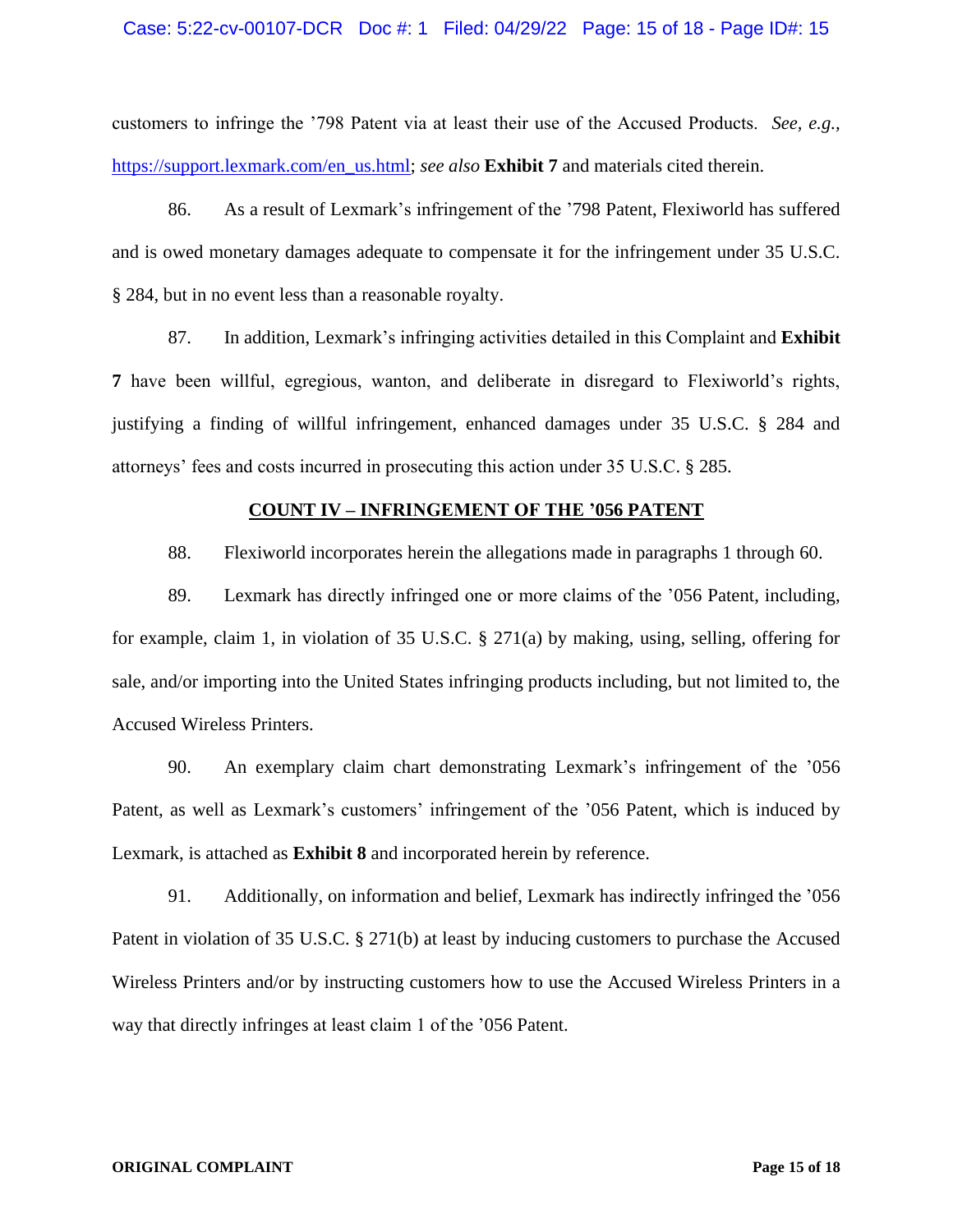customers to infringe the ’798 Patent via at least their use of the Accused Products. *See, e.g.*, https://support.lexmark.com/en_us.html; *see also* **Exhibit 7** and materials cited therein.

86. As a result of Lexmark’s infringement of the ’798 Patent, Flexiworld has suffered and is owed monetary damages adequate to compensate it for the infringement under 35 U.S.C. § 284, but in no event less than a reasonable royalty.

87. In addition, Lexmark’s infringing activities detailed in this Complaint and **Exhibit 7** have been willful, egregious, wanton, and deliberate in disregard to Flexiworld’s rights, justifying a finding of willful infringement, enhanced damages under 35 U.S.C. § 284 and attorneys’ fees and costs incurred in prosecuting this action under 35 U.S.C. § 285.

## COUNT IV – INFRINGEMENT OF THE ’056 PATENT

88. Flexiworld incorporates herein the allegations made in paragraphs 1 through 60.

89. Lexmark has directly infringed one or more claims of the ’056 Patent, including, for example, claim 1, in violation of 35 U.S.C. § 271(a) by making, using, selling, offering for sale, and/or importing into the United States infringing products including, but not limited to, the Accused Wireless Printers.

90. An exemplary claim chart demonstrating Lexmark’s infringement of the ’056 Patent, as well as Lexmark’s customers’ infringement of the ’056 Patent, which is induced by Lexmark, is attached as **Exhibit 8** and incorporated herein by reference.

91. Additionally, on information and belief, Lexmark has indirectly infringed the ’056 Patent in violation of 35 U.S.C. § 271(b) at least by inducing customers to purchase the Accused Wireless Printers and/or by instructing customers how to use the Accused Wireless Printers in a way that directly infringes at least claim 1 of the ’056 Patent.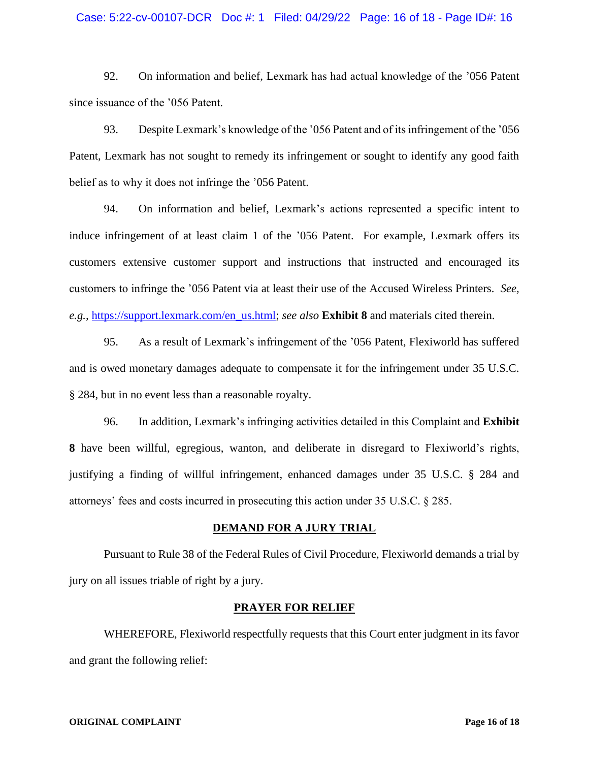92. On information and belief, Lexmark has had actual knowledge of the ’056 Patent since issuance of the ’056 Patent.

93. Despite Lexmark’s knowledge of the ’056 Patent and of its infringement of the ’056 Patent, Lexmark has not sought to remedy its infringement or sought to identify any good faith belief as to why it does not infringe the ’056 Patent.

94. On information and belief, Lexmark’s actions represented a specific intent to induce infringement of at least claim 1 of the ’056 Patent. For example, Lexmark offers its customers extensive customer support and instructions that instructed and encouraged its customers to infringe the ’056 Patent via at least their use of the Accused Wireless Printers. *See, e.g.*, https://support.lexmark.com/en_us.html; *see also* **Exhibit 8** and materials cited therein.

95. As a result of Lexmark’s infringement of the ’056 Patent, Flexiworld has suffered and is owed monetary damages adequate to compensate it for the infringement under 35 U.S.C. § 284, but in no event less than a reasonable royalty.

96. In addition, Lexmark’s infringing activities detailed in this Complaint and **Exhibit 8** have been willful, egregious, wanton, and deliberate in disregard to Flexiworld’s rights, justifying a finding of willful infringement, enhanced damages under 35 U.S.C. § 284 and attorneys’ fees and costs incurred in prosecuting this action under 35 U.S.C. § 285.

## DEMAND FOR A JURY TRIAL

Pursuant to Rule 38 of the Federal Rules of Civil Procedure, Flexiworld demands a trial by jury on all issues triable of right by a jury.

## PRAYER FOR RELIEF

WHEREFORE, Flexiworld respectfully requests that this Court enter judgment in its favor and grant the following relief: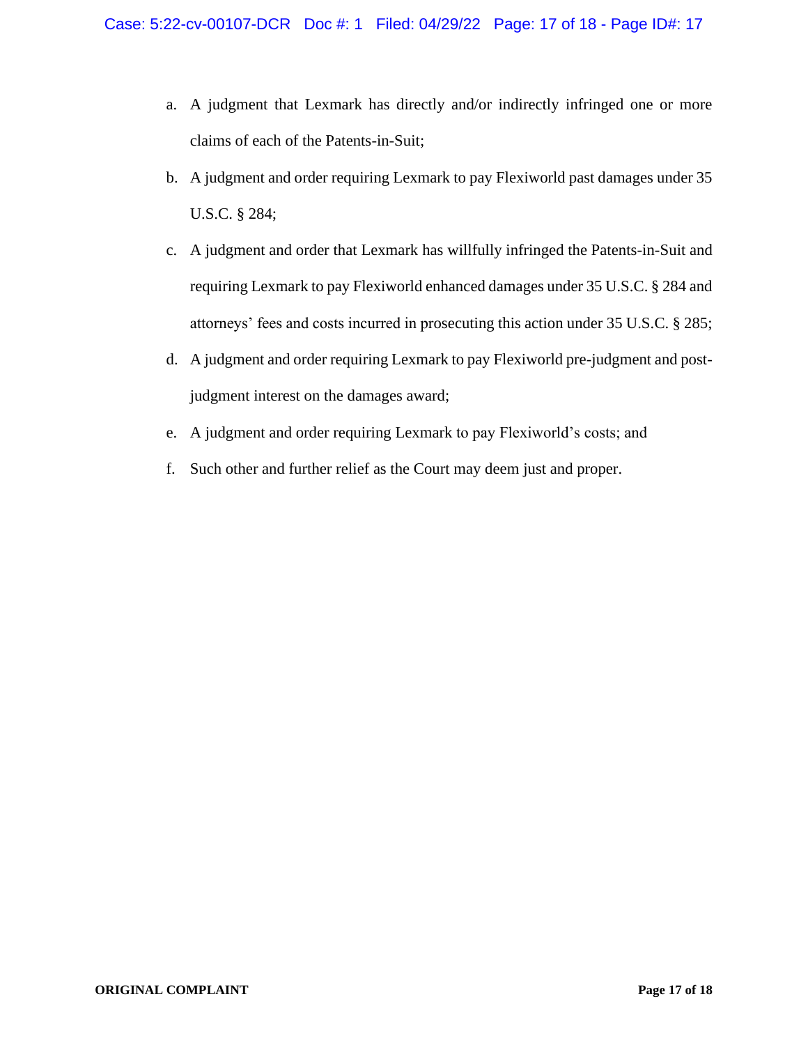a. A judgment that Lexmark has directly and/or indirectly infringed one or more claims of each of the Patents-in-Suit;

b. A judgment and order requiring Lexmark to pay Flexiworld past damages under 35 U.S.C. § 284;

c. A judgment and order that Lexmark has willfully infringed the Patents-in-Suit and requiring Lexmark to pay Flexiworld enhanced damages under 35 U.S.C. § 284 and attorneys' fees and costs incurred in prosecuting this action under 35 U.S.C. § 285;

d. A judgment and order requiring Lexmark to pay Flexiworld pre-judgment and post-judgment interest on the damages award;

e. A judgment and order requiring Lexmark to pay Flexiworld's costs; and

f. Such other and further relief as the Court may deem just and proper.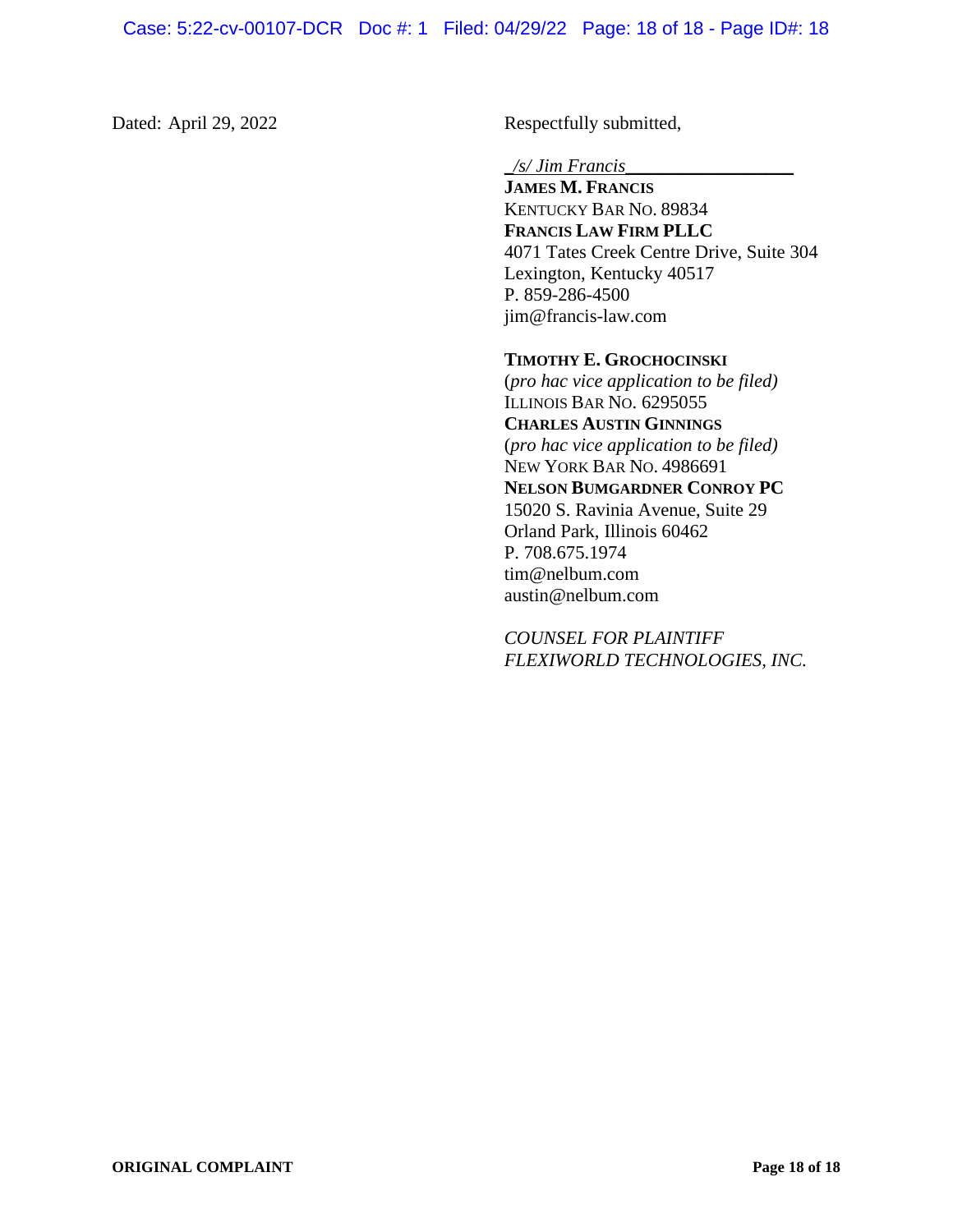Dated: April 29, 2022

Respectfully submitted,

*/s/ Jim Francis*
**JAMES M. FRANCIS**
KENTUCKY BAR NO. 89834
**FRANCIS LAW FIRM PLLC**
4071 Tates Creek Centre Drive, Suite 304
Lexington, Kentucky 40517
P. 859-286-4500
jim@francis-law.com

**TIMOTHY E. GROCHOCINSKI**
(*pro hac vice application to be filed)*
ILLINOIS BAR NO. 6295055
**CHARLES AUSTIN GINNINGS**
(*pro hac vice application to be filed)*
NEW YORK BAR NO. 4986691
**NELSON BUMGARDNER CONROY PC**
15020 S. Ravinia Avenue, Suite 29
Orland Park, Illinois 60462
P. 708.675.1974
tim@nelbum.com
austin@nelbum.com

*COUNSEL FOR PLAINTIFF*
*FLEXIWORLD TECHNOLOGIES, INC.*